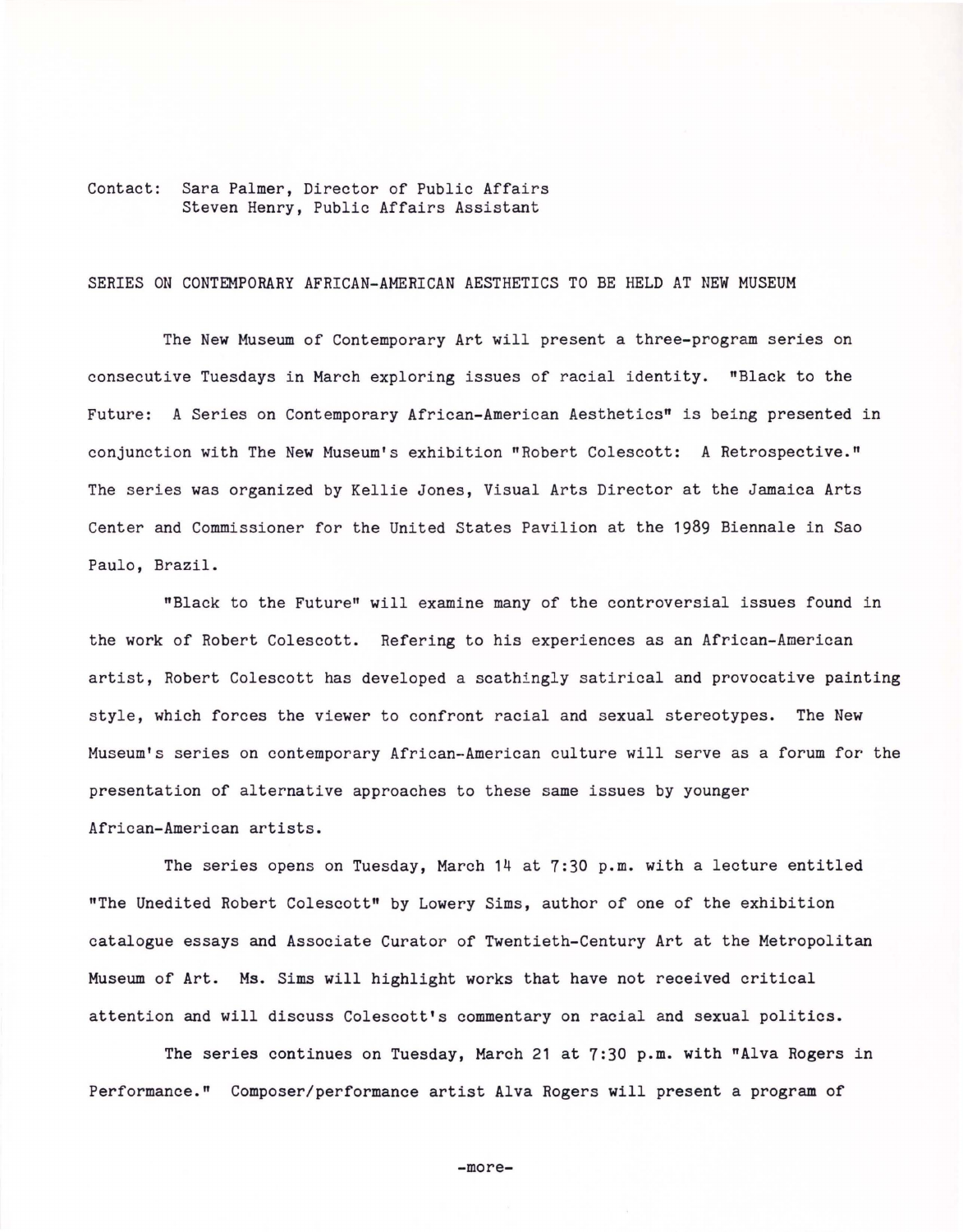Contact: Sara Palmer, Director of Public Affairs
Steven Henry, Public Affairs Assistant

SERIES ON CONTEMPORARY AFRICAN-AMERICAN AESTHETICS TO BE HELD AT NEW MUSEUM

The New Museum of Contemporary Art will present a three-program series on consecutive Tuesdays in March exploring issues of racial identity. "Black to the Future: A Series on Contemporary African-American Aesthetics" is being presented in conjunction with The New Museum's exhibition "Robert Colescott: A Retrospective." The series was organized by Kellie Jones, Visual Arts Director at the Jamaica Arts Center and Commissioner for the United States Pavilion at the 1989 Biennale in Sao Paulo, Brazil.

"Black to the Future" will examine many of the controversial issues found in the work of Robert Colescott. Refering to his experiences as an African-American artist, Robert Colescott has developed a scathingly satirical and provocative painting style, which forces the viewer to confront racial and sexual stereotypes. The New Museum's series on contemporary African-American culture will serve as a forum for the presentation of alternative approaches to these same issues by younger African-American artists.

The series opens on Tuesday, March 14 at 7:30 p.m. with a lecture entitled "The Unedited Robert Colescott" by Lowery Sims, author of one of the exhibition catalogue essays and Associate Curator of Twentieth-Century Art at the Metropolitan Museum of Art. Ms. Sims will highlight works that have not received critical attention and will discuss Colescott's commentary on racial and sexual politics.

The series continues on Tuesday, March 21 at 7:30 p.m. with "Alva Rogers in Performance." Composer/performance artist Alva Rogers will present a program of

-more-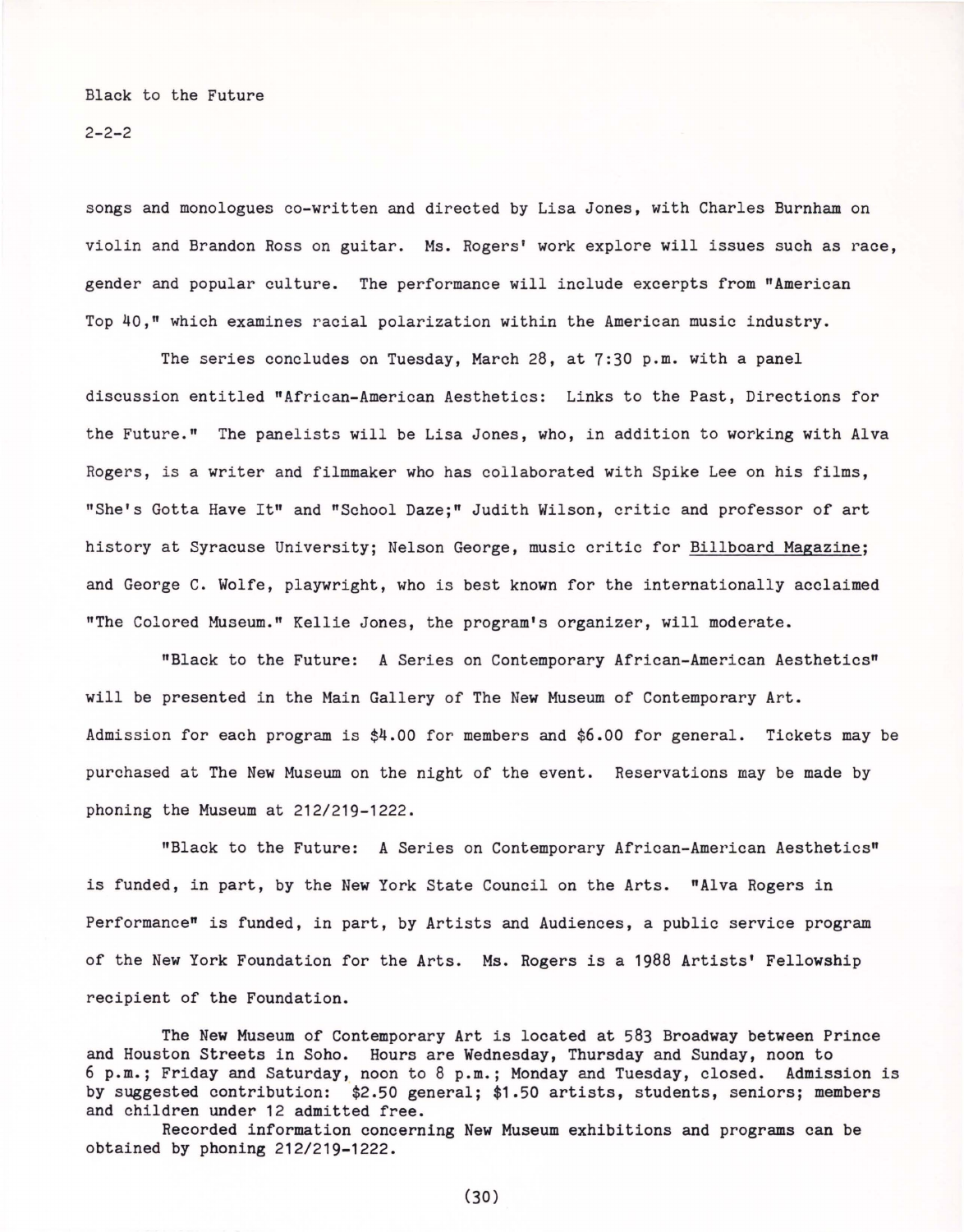songs and monologues co-written and directed by Lisa Jones, with Charles Burnham on violin and Brandon Ross on guitar. Ms. Rogers' work explore will issues such as race, gender and popular culture. The performance will include excerpts from "American Top 40," which examines racial polarization within the American music industry.

The series concludes on Tuesday, March 28, at 7:30 p.m. with a panel discussion entitled "African-American Aesthetics: Links to the Past, Directions for the Future." The panelists will be Lisa Jones, who, in addition to working with Alva Rogers, is a writer and filmmaker who has collaborated with Spike Lee on his films, "She's Gotta Have It" and "School Daze;" Judith Wilson, critic and professor of art history at Syracuse University; Nelson George, music critic for Billboard Magazine; and George C. Wolfe, playwright, who is best known for the internationally acclaimed "The Colored Museum." Kellie Jones, the program's organizer, will moderate.

"Black to the Future: A Series on Contemporary African-American Aesthetics" will be presented in the Main Gallery of The New Museum of Contemporary Art. Admission for each program is $4.00 for members and $6.00 for general. Tickets may be purchased at The New Museum on the night of the event. Reservations may be made by phoning the Museum at 212/219-1222.

"Black to the Future: A Series on Contemporary African-American Aesthetics" is funded, in part, by the New York State Council on the Arts. "Alva Rogers in Performance" is funded, in part, by Artists and Audiences, a public service program of the New York Foundation for the Arts. Ms. Rogers is a 1988 Artists' Fellowship recipient of the Foundation.

The New Museum of Contemporary Art is located at 583 Broadway between Prince and Houston Streets in Soho. Hours are Wednesday, Thursday and Sunday, noon to 6 p.m.; Friday and Saturday, noon to 8 p.m.; Monday and Tuesday, closed. Admission is by suggested contribution: $2.50 general; $1.50 artists, students, seniors; members and children under 12 admitted free.

Recorded information concerning New Museum exhibitions and programs can be obtained by phoning 212/219-1222.